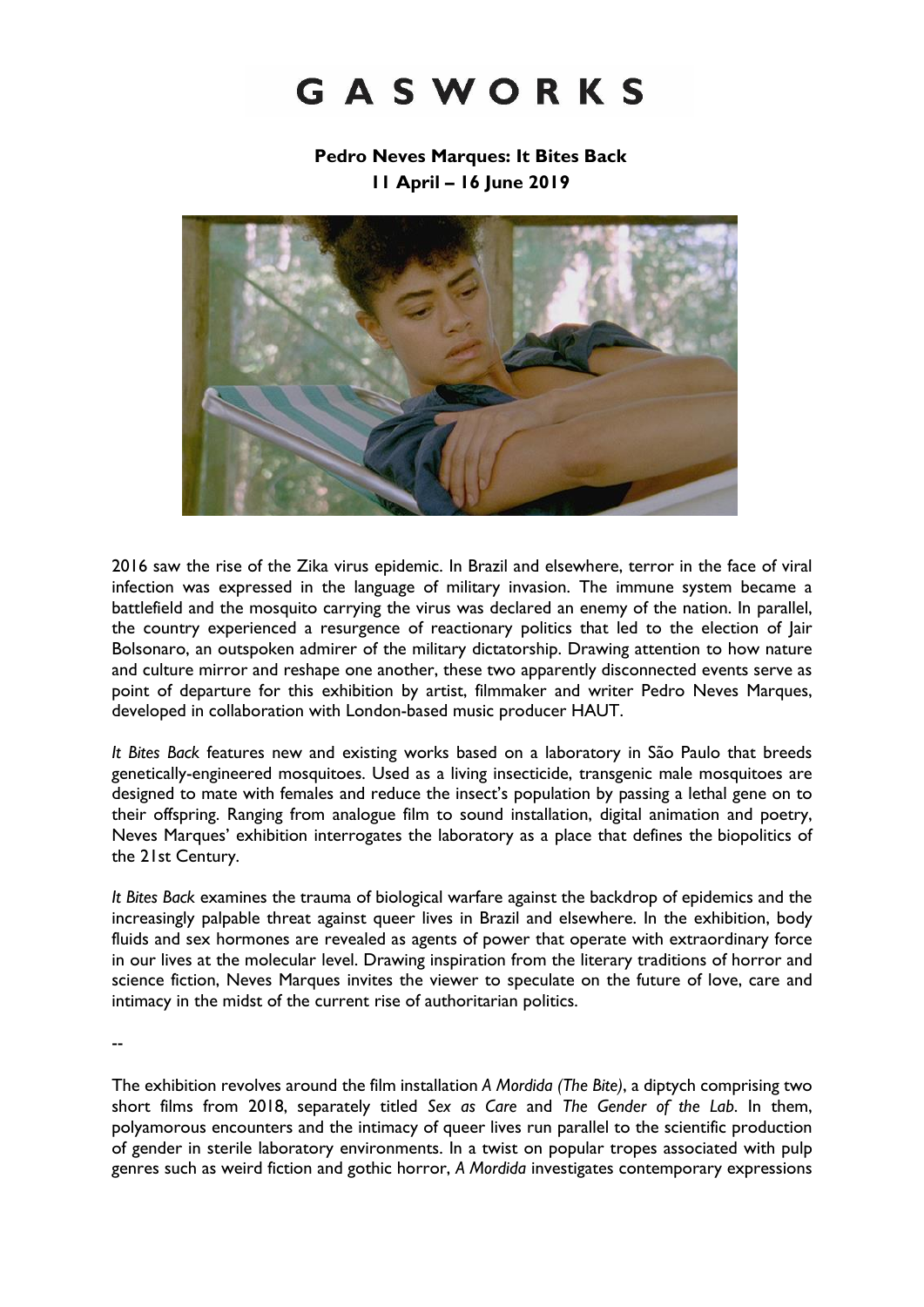# GASWORKS

**Pedro Neves Marques: It Bites Back**
**11 April – 16 June 2019**

2016 saw the rise of the Zika virus epidemic. In Brazil and elsewhere, terror in the face of viral infection was expressed in the language of military invasion. The immune system became a battlefield and the mosquito carrying the virus was declared an enemy of the nation. In parallel, the country experienced a resurgence of reactionary politics that led to the election of Jair Bolsonaro, an outspoken admirer of the military dictatorship. Drawing attention to how nature and culture mirror and reshape one another, these two apparently disconnected events serve as point of departure for this exhibition by artist, filmmaker and writer Pedro Neves Marques, developed in collaboration with London-based music producer HAUT.

*It Bites Back* features new and existing works based on a laboratory in São Paulo that breeds genetically-engineered mosquitoes. Used as a living insecticide, transgenic male mosquitoes are designed to mate with females and reduce the insect's population by passing a lethal gene on to their offspring. Ranging from analogue film to sound installation, digital animation and poetry, Neves Marques' exhibition interrogates the laboratory as a place that defines the biopolitics of the 21st Century.

*It Bites Back* examines the trauma of biological warfare against the backdrop of epidemics and the increasingly palpable threat against queer lives in Brazil and elsewhere. In the exhibition, body fluids and sex hormones are revealed as agents of power that operate with extraordinary force in our lives at the molecular level. Drawing inspiration from the literary traditions of horror and science fiction, Neves Marques invites the viewer to speculate on the future of love, care and intimacy in the midst of the current rise of authoritarian politics.

--

The exhibition revolves around the film installation *A Mordida (The Bite)*, a diptych comprising two short films from 2018, separately titled *Sex as Care* and *The Gender of the Lab*. In them, polyamorous encounters and the intimacy of queer lives run parallel to the scientific production of gender in sterile laboratory environments. In a twist on popular tropes associated with pulp genres such as weird fiction and gothic horror, *A Mordida* investigates contemporary expressions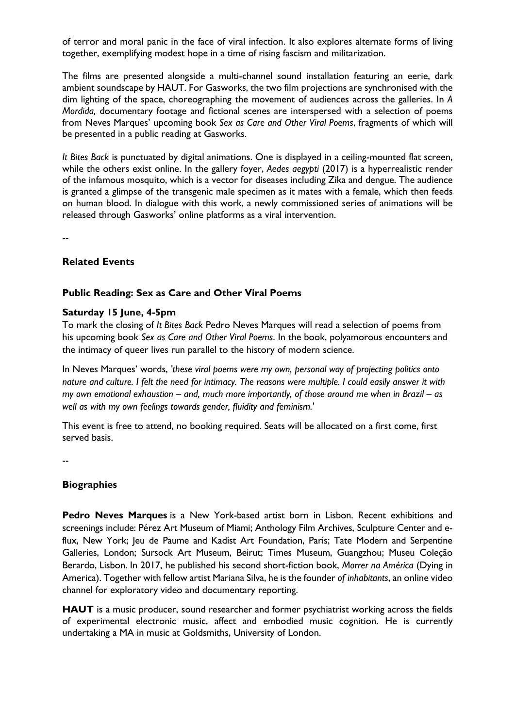of terror and moral panic in the face of viral infection. It also explores alternate forms of living together, exemplifying modest hope in a time of rising fascism and militarization.

The films are presented alongside a multi-channel sound installation featuring an eerie, dark ambient soundscape by HAUT. For Gasworks, the two film projections are synchronised with the dim lighting of the space, choreographing the movement of audiences across the galleries. In *A Mordida,* documentary footage and fictional scenes are interspersed with a selection of poems from Neves Marques' upcoming book *Sex as Care and Other Viral Poems*, fragments of which will be presented in a public reading at Gasworks.

*It Bites Back* is punctuated by digital animations. One is displayed in a ceiling-mounted flat screen, while the others exist online. In the gallery foyer, *Aedes aegypti* (2017) is a hyperrealistic render of the infamous mosquito, which is a vector for diseases including Zika and dengue. The audience is granted a glimpse of the transgenic male specimen as it mates with a female, which then feeds on human blood. In dialogue with this work, a newly commissioned series of animations will be released through Gasworks' online platforms as a viral intervention.

--

## Related Events

### Public Reading: Sex as Care and Other Viral Poems

**Saturday 15 June, 4-5pm**

To mark the closing of *It Bites Back* Pedro Neves Marques will read a selection of poems from his upcoming book *Sex as Care and Other Viral Poems*. In the book, polyamorous encounters and the intimacy of queer lives run parallel to the history of modern science.

In Neves Marques' words, *'these viral poems were my own, personal way of projecting politics onto nature and culture. I felt the need for intimacy. The reasons were multiple. I could easily answer it with my own emotional exhaustion – and, much more importantly, of those around me when in Brazil – as well as with my own feelings towards gender, fluidity and feminism.'*

This event is free to attend, no booking required. Seats will be allocated on a first come, first served basis.

--

## Biographies

**Pedro Neves Marques** is a New York-based artist born in Lisbon. Recent exhibitions and screenings include: Pérez Art Museum of Miami; Anthology Film Archives, Sculpture Center and e-flux, New York; Jeu de Paume and Kadist Art Foundation, Paris; Tate Modern and Serpentine Galleries, London; Sursock Art Museum, Beirut; Times Museum, Guangzhou; Museu Coleção Berardo, Lisbon. In 2017, he published his second short-fiction book, *Morrer na América* (Dying in America). Together with fellow artist Mariana Silva, he is the founder *of inhabitants*, an online video channel for exploratory video and documentary reporting.

**HAUT** is a music producer, sound researcher and former psychiatrist working across the fields of experimental electronic music, affect and embodied music cognition. He is currently undertaking a MA in music at Goldsmiths, University of London.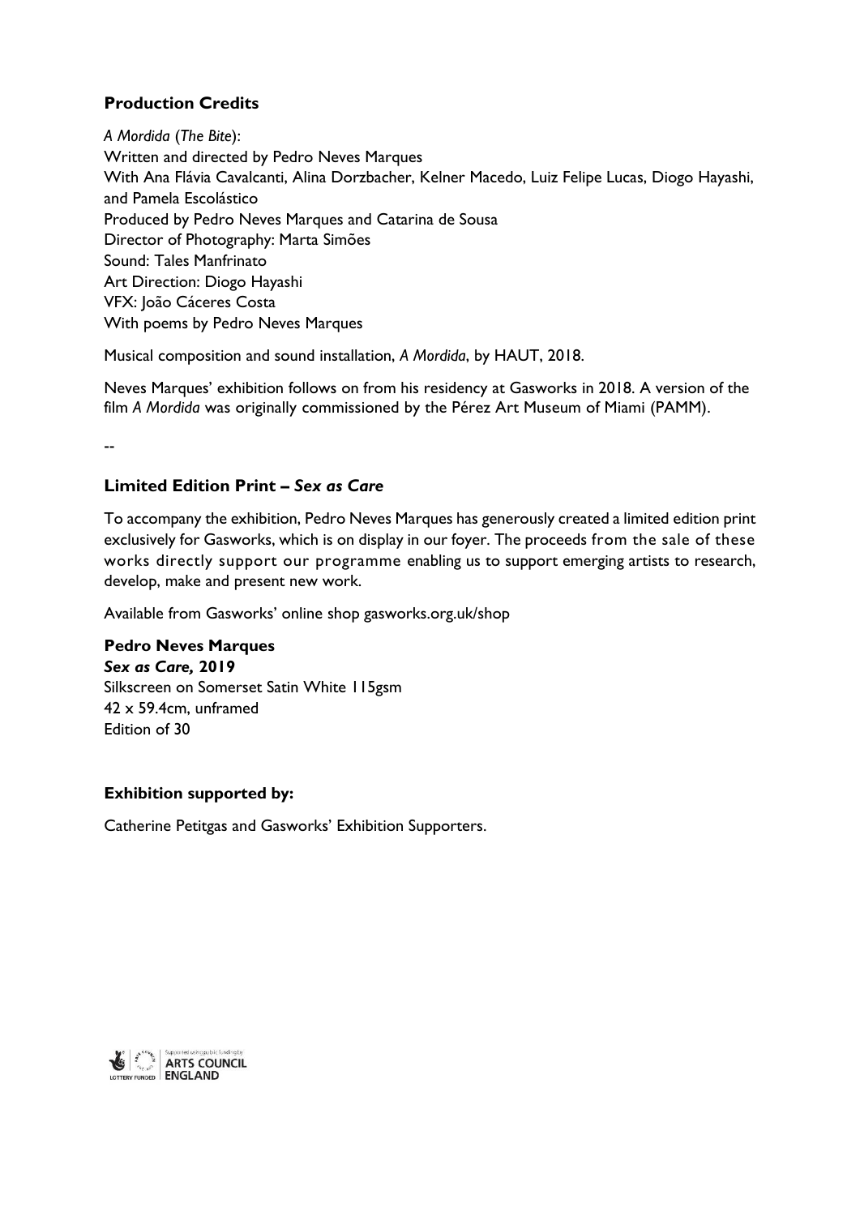## Production Credits

*A Mordida* (*The Bite*):
Written and directed by Pedro Neves Marques
With Ana Flávia Cavalcanti, Alina Dorzbacher, Kelner Macedo, Luiz Felipe Lucas, Diogo Hayashi, and Pamela Escolástico
Produced by Pedro Neves Marques and Catarina de Sousa
Director of Photography: Marta Simões
Sound: Tales Manfrinato
Art Direction: Diogo Hayashi
VFX: João Cáceres Costa
With poems by Pedro Neves Marques

Musical composition and sound installation, *A Mordida*, by HAUT, 2018.

Neves Marques' exhibition follows on from his residency at Gasworks in 2018. A version of the film *A Mordida* was originally commissioned by the Pérez Art Museum of Miami (PAMM).

--

## Limited Edition Print – *Sex as Care*

To accompany the exhibition, Pedro Neves Marques has generously created a limited edition print exclusively for Gasworks, which is on display in our foyer. The proceeds from the sale of these works directly support our programme enabling us to support emerging artists to research, develop, make and present new work.

Available from Gasworks' online shop gasworks.org.uk/shop

**Pedro Neves Marques**
***Sex as Care*, 2019**
Silkscreen on Somerset Satin White 115gsm
42 x 59.4cm, unframed
Edition of 30

**Exhibition supported by:**

Catherine Petitgas and Gasworks' Exhibition Supporters.

LOTTERY FUNDED | Supported using public funding by ARTS COUNCIL ENGLAND